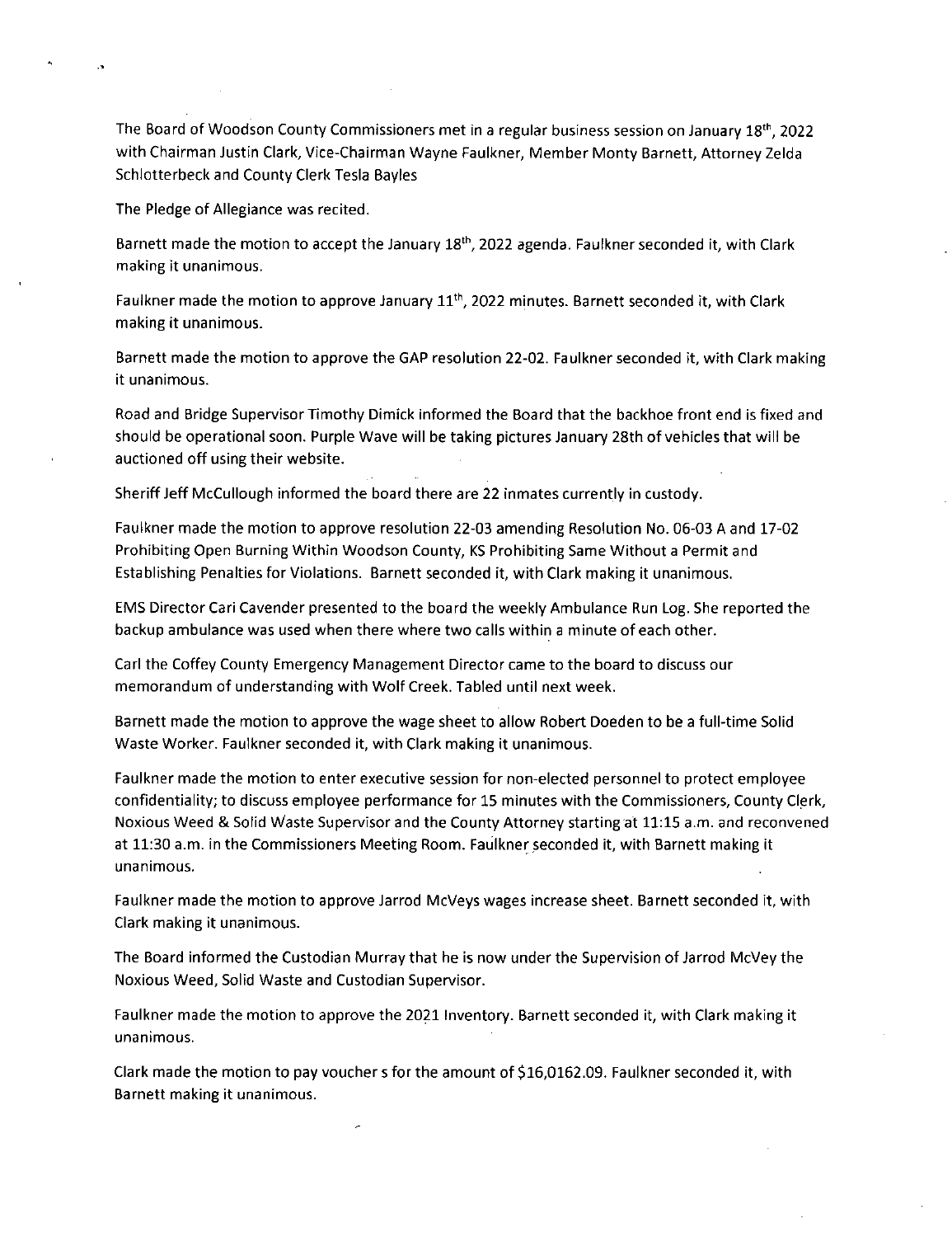The Board of Woodson County Commissioners met in a regular business session on January 18th, 2022 with Chairman Justin Clark, Vice-Chairman Wayne Faulkner, Member Monty Barnett, Attorney Zelda Schlotterbeck and County Clerk Tesla Bayles

The Pledge of Allegiance was recited.

Barnett made the motion to accept the January 18th, 2022 agenda. Faulkner seconded it, with Clark making it unanimous.

Faulkner made the motion to approve January 11th, 2022 minutes. Barnett seconded it, with Clark making it unanimous.

Barnett made the motion to approve the GAP resolution 22-02. Faulkner seconded it, with Clark making it unanimous.

Road and Bridge Supervisor Timothy Dimick informed the Board that the backhoe front end is fixed and should be operational soon. Purple Wave will be taking pictures January 28th of vehicles that will be auctioned off using their website.

Sheriff Jeff McCullough informed the board there are 22 inmates currently in custody.

Faulkner made the motion to approve resolution 22-03 amending Resolution No. 06-03 A and 17-02 Prohibiting Open Burning Within Woodson County, KS Prohibiting Same Without a Permit and Establishing Penalties for Violations. Barnett seconded it, with Clark making it unanimous.

EMS Director Cari Cavender presented to the board the weekly Ambulance Run Log. She reported the backup ambulance was used when there where two calls within a minute of each other.

Carl the Coffey County Emergency Management Director came to the board to discuss our memorandum of understanding with Wolf Creek. Tabled until next week.

Barnett made the motion to approve the wage sheet to allow Robert Doeden to be a full-time Solid Waste Worker. Faulkner seconded it, with Clark making it unanimous.

Faulkner made the motion to enter executive session for non-elected personnel to protect employee confidentiality; to discuss employee performance for 15 minutes with the Commissioners, County Clerk, Noxious Weed & Solid Waste Supervisor and the County Attorney starting at 11:15 a.m. and reconvened at 11:30 a.m. in the Commissioners Meeting Room. Faulkner seconded it, with Barnett making it unanimous.

Faulkner made the motion to approve Jarrod McVeys wages increase sheet. Barnett seconded it, with Clark making it unanimous.

The Board informed the Custodian Murray that he is now under the Supervision of Jarrod McVey the Noxious Weed, Solid Waste and Custodian Supervisor.

Faulkner made the motion to approve the 2021 Inventory. Barnett seconded it, with Clark making it unanimous.

Clark made the motion to pay voucher s for the amount of $16,0162.09. Faulkner seconded it, with Barnett making it unanimous.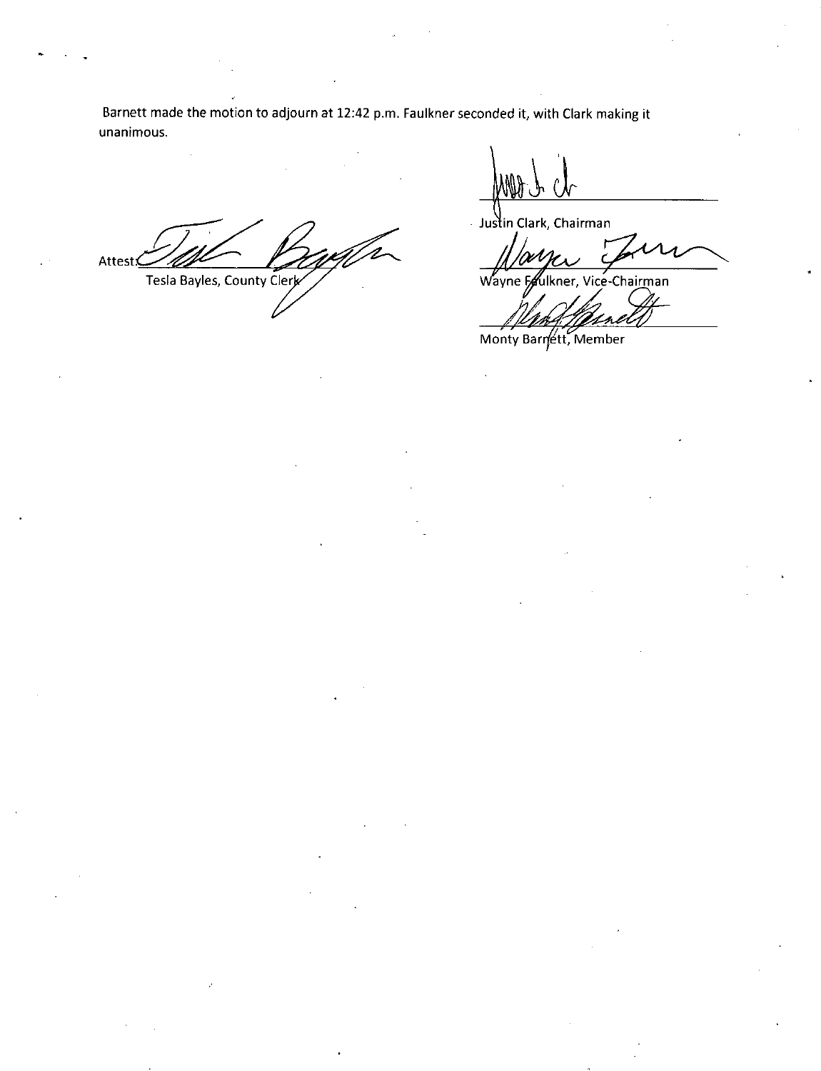Barnett made the motion to adjourn at 12:42 p.m. Faulkner seconded it, with Clark making it unanimous.

Justin Clark, Chairman

Wayne Faulkner, Vice-Chairman

Monty Barnett, Member

Attest:

Tesla Bayles, County Clerk